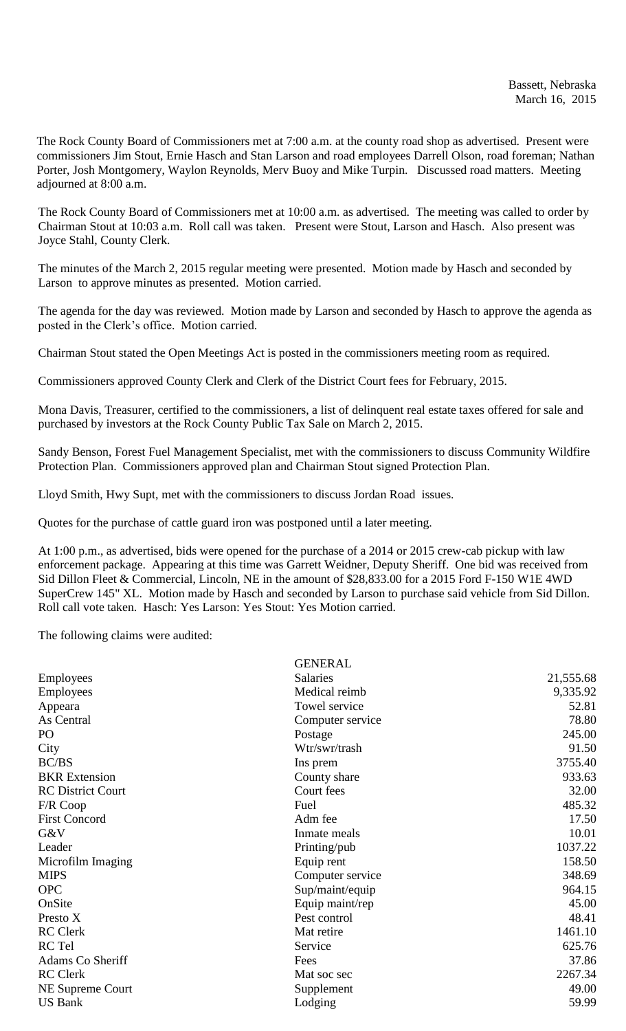Bassett, Nebraska
March 16, 2015

The Rock County Board of Commissioners met at 7:00 a.m. at the county road shop as advertised. Present were commissioners Jim Stout, Ernie Hasch and Stan Larson and road employees Darrell Olson, road foreman; Nathan Porter, Josh Montgomery, Waylon Reynolds, Merv Buoy and Mike Turpin. Discussed road matters. Meeting adjourned at 8:00 a.m.

The Rock County Board of Commissioners met at 10:00 a.m. as advertised. The meeting was called to order by Chairman Stout at 10:03 a.m. Roll call was taken. Present were Stout, Larson and Hasch. Also present was Joyce Stahl, County Clerk.

The minutes of the March 2, 2015 regular meeting were presented. Motion made by Hasch and seconded by Larson to approve minutes as presented. Motion carried.

The agenda for the day was reviewed. Motion made by Larson and seconded by Hasch to approve the agenda as posted in the Clerk's office. Motion carried.

Chairman Stout stated the Open Meetings Act is posted in the commissioners meeting room as required.

Commissioners approved County Clerk and Clerk of the District Court fees for February, 2015.

Mona Davis, Treasurer, certified to the commissioners, a list of delinquent real estate taxes offered for sale and purchased by investors at the Rock County Public Tax Sale on March 2, 2015.

Sandy Benson, Forest Fuel Management Specialist, met with the commissioners to discuss Community Wildfire Protection Plan. Commissioners approved plan and Chairman Stout signed Protection Plan.

Lloyd Smith, Hwy Supt, met with the commissioners to discuss Jordan Road issues.

Quotes for the purchase of cattle guard iron was postponed until a later meeting.

At 1:00 p.m., as advertised, bids were opened for the purchase of a 2014 or 2015 crew-cab pickup with law enforcement package. Appearing at this time was Garrett Weidner, Deputy Sheriff. One bid was received from Sid Dillon Fleet & Commercial, Lincoln, NE in the amount of $28,833.00 for a 2015 Ford F-150 W1E 4WD SuperCrew 145" XL. Motion made by Hasch and seconded by Larson to purchase said vehicle from Sid Dillon. Roll call vote taken. Hasch: Yes Larson: Yes Stout: Yes Motion carried.

The following claims were audited:

| | GENERAL | |
|---|---|---|
| Employees | Salaries | 21,555.68 |
| Employees | Medical reimb | 9,335.92 |
| Appeara | Towel service | 52.81 |
| As Central | Computer service | 78.80 |
| PO | Postage | 245.00 |
| City | Wtr/swr/trash | 91.50 |
| BC/BS | Ins prem | 3755.40 |
| BKR Extension | County share | 933.63 |
| RC District Court | Court fees | 32.00 |
| F/R Coop | Fuel | 485.32 |
| First Concord | Adm fee | 17.50 |
| G&V | Inmate meals | 10.01 |
| Leader | Printing/pub | 1037.22 |
| Microfilm Imaging | Equip rent | 158.50 |
| MIPS | Computer service | 348.69 |
| OPC | Sup/maint/equip | 964.15 |
| OnSite | Equip maint/rep | 45.00 |
| Presto X | Pest control | 48.41 |
| RC Clerk | Mat retire | 1461.10 |
| RC Tel | Service | 625.76 |
| Adams Co Sheriff | Fees | 37.86 |
| RC Clerk | Mat soc sec | 2267.34 |
| NE Supreme Court | Supplement | 49.00 |
| US Bank | Lodging | 59.99 |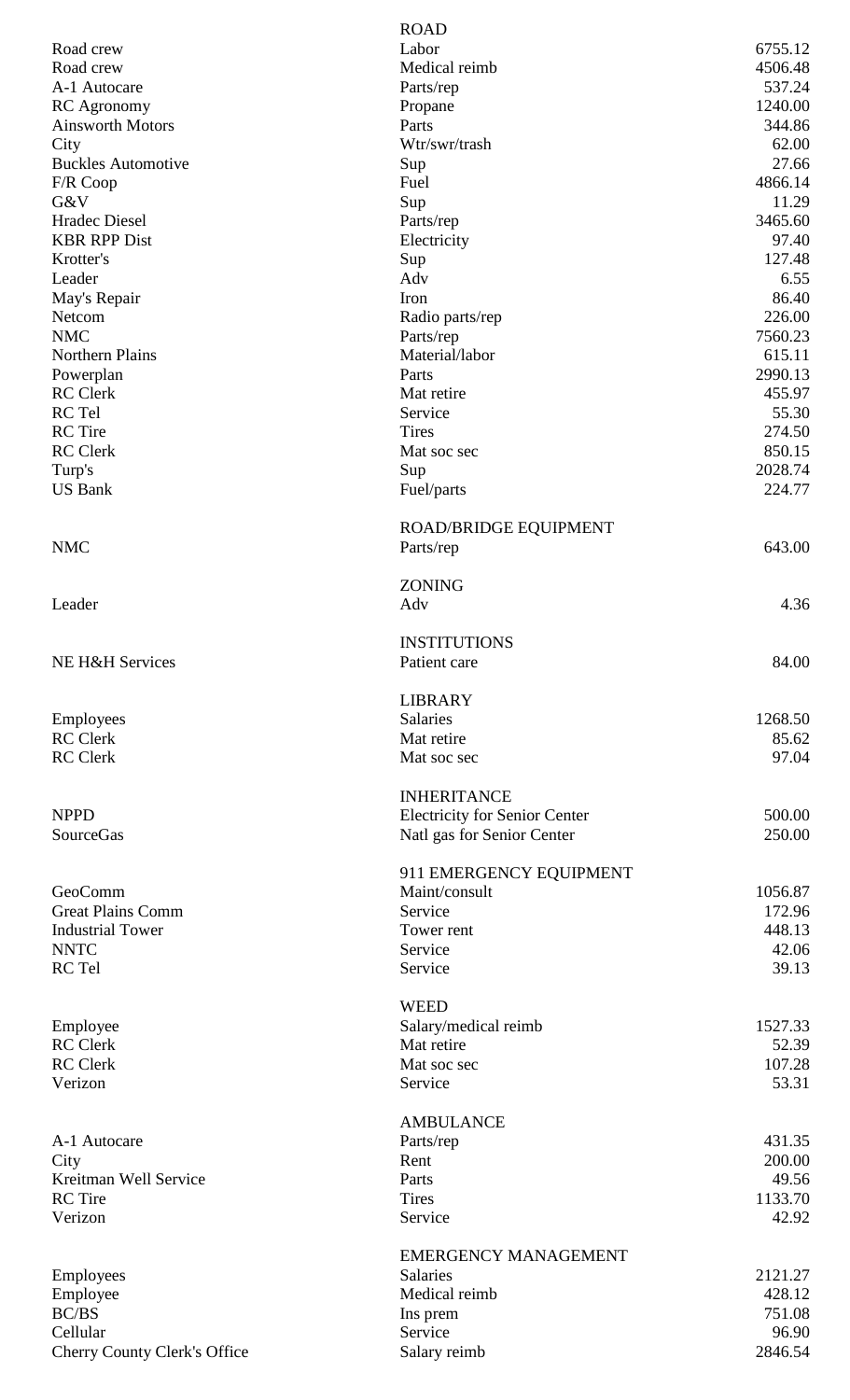| | | |
|---|---|---|
| | **ROAD** | |
| Road crew | Labor | 6755.12 |
| Road crew | Medical reimb | 4506.48 |
| A-1 Autocare | Parts/rep | 537.24 |
| RC Agronomy | Propane | 1240.00 |
| Ainsworth Motors | Parts | 344.86 |
| City | Wtr/swr/trash | 62.00 |
| Buckles Automotive | Sup | 27.66 |
| F/R Coop | Fuel | 4866.14 |
| G&V | Sup | 11.29 |
| Hradec Diesel | Parts/rep | 3465.60 |
| KBR RPP Dist | Electricity | 97.40 |
| Krotter's | Sup | 127.48 |
| Leader | Adv | 6.55 |
| May's Repair | Iron | 86.40 |
| Netcom | Radio parts/rep | 226.00 |
| NMC | Parts/rep | 7560.23 |
| Northern Plains | Material/labor | 615.11 |
| Powerplan | Parts | 2990.13 |
| RC Clerk | Mat retire | 455.97 |
| RC Tel | Service | 55.30 |
| RC Tire | Tires | 274.50 |
| RC Clerk | Mat soc sec | 850.15 |
| Turp's | Sup | 2028.74 |
| US Bank | Fuel/parts | 224.77 |
| | **ROAD/BRIDGE EQUIPMENT** | |
| NMC | Parts/rep | 643.00 |
| | **ZONING** | |
| Leader | Adv | 4.36 |
| | **INSTITUTIONS** | |
| NE H&H Services | Patient care | 84.00 |
| | **LIBRARY** | |
| Employees | Salaries | 1268.50 |
| RC Clerk | Mat retire | 85.62 |
| RC Clerk | Mat soc sec | 97.04 |
| | **INHERITANCE** | |
| NPPD | Electricity for Senior Center | 500.00 |
| SourceGas | Natl gas for Senior Center | 250.00 |
| | **911 EMERGENCY EQUIPMENT** | |
| GeoComm | Maint/consult | 1056.87 |
| Great Plains Comm | Service | 172.96 |
| Industrial Tower | Tower rent | 448.13 |
| NNTC | Service | 42.06 |
| RC Tel | Service | 39.13 |
| | **WEED** | |
| Employee | Salary/medical reimb | 1527.33 |
| RC Clerk | Mat retire | 52.39 |
| RC Clerk | Mat soc sec | 107.28 |
| Verizon | Service | 53.31 |
| | **AMBULANCE** | |
| A-1 Autocare | Parts/rep | 431.35 |
| City | Rent | 200.00 |
| Kreitman Well Service | Parts | 49.56 |
| RC Tire | Tires | 1133.70 |
| Verizon | Service | 42.92 |
| | **EMERGENCY MANAGEMENT** | |
| Employees | Salaries | 2121.27 |
| Employee | Medical reimb | 428.12 |
| BC/BS | Ins prem | 751.08 |
| Cellular | Service | 96.90 |
| Cherry County Clerk's Office | Salary reimb | 2846.54 |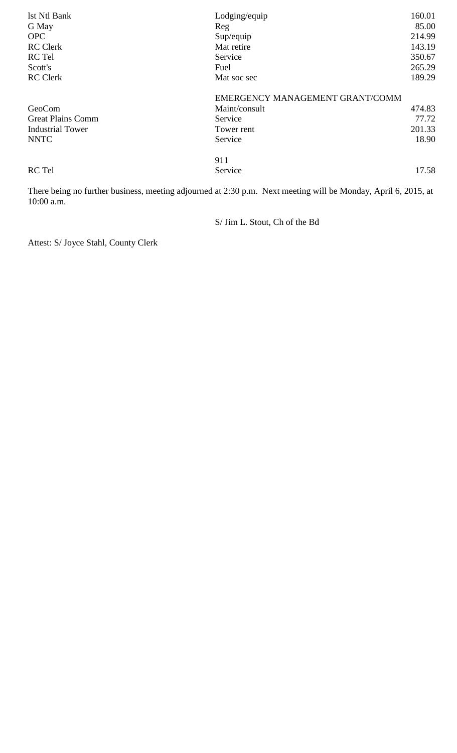| | | |
|---|---|---|
| lst Ntl Bank | Lodging/equip | 160.01 |
| G May | Reg | 85.00 |
| OPC | Sup/equip | 214.99 |
| RC Clerk | Mat retire | 143.19 |
| RC Tel | Service | 350.67 |
| Scott's | Fuel | 265.29 |
| RC Clerk | Mat soc sec | 189.29 |
| | EMERGENCY MANAGEMENT GRANT/COMM | |
| GeoCom | Maint/consult | 474.83 |
| Great Plains Comm | Service | 77.72 |
| Industrial Tower | Tower rent | 201.33 |
| NNTC | Service | 18.90 |
| | 911 | |
| RC Tel | Service | 17.58 |

There being no further business, meeting adjourned at 2:30 p.m. Next meeting will be Monday, April 6, 2015, at 10:00 a.m.

S/ Jim L. Stout, Ch of the Bd

Attest: S/ Joyce Stahl, County Clerk